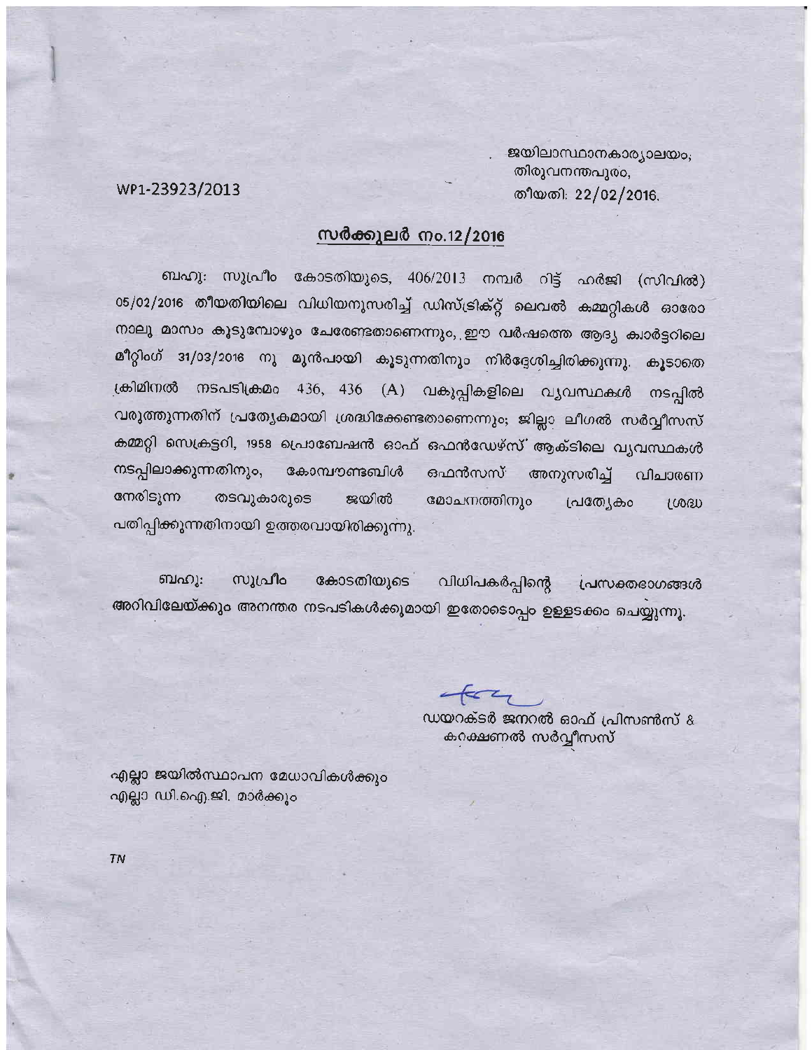ജയിലാസ്ഥാനകാര്യാലയം,
തിരുവനന്തപുരം,
തീയതി: 22/02/2016.

WP1-23923/2013

## സർക്കുലർ നം.12/2016

ബഹു: സുപ്രീം കോടതിയുടെ, 406/2013 നമ്പർ റിട്ട് ഹർജി (സിവിൽ) 05/02/2016 തീയതിയിലെ വിധിയനുസരിച്ച് ഡിസ്ട്രിക്റ്റ് ലെവൽ കമ്മറ്റികൾ ഓരോ നാലു മാസം കൂടുമ്പോഴും ചേരേണ്ടതാണെന്നും, ഈ വർഷത്തെ ആദ്യ ക്വാർട്ടറിലെ മീറ്റിംഗ് 31/03/2016 നു മുൻപായി കൂടുന്നതിനും നിർദ്ദേശിച്ചിരിക്കുന്നു. കൂടാതെ ക്രിമിനൽ നടപടിക്രമം 436, 436 (A) വകുപ്പികളിലെ വ്യവസ്ഥകൾ നടപ്പിൽ വരുത്തുന്നതിന് പ്രത്യേകമായി ശ്രദ്ധിക്കേണ്ടതാണെന്നും; ജില്ലാ ലീഗൽ സർവ്വീസസ് കമ്മറ്റി സെക്രട്ടറി, 1958 പ്രൊബേഷൻ ഓഫ് ഒഫൻഡേഴ്സ് ആക്ടിലെ വ്യവസ്ഥകൾ നടപ്പിലാക്കുന്നതിനും, കോമ്പൗണ്ടബിൾ ഒഫൻസസ് അനുസരിച്ച് വിചാരണ നേരിടുന്ന തടവുകാരുടെ ജയിൽ മോചനത്തിനും പ്രത്യേകം ശ്രദ്ധ പതിപ്പിക്കുന്നതിനായി ഉത്തരവായിരിക്കുന്നു.

ബഹു: സുപ്രീം കോടതിയുടെ വിധിപകർപ്പിന്റെ പ്രസക്തഭാഗങ്ങൾ അറിവിലേയ്ക്കും അനന്തര നടപടികൾക്കുമായി ഇതോടൊപ്പം ഉള്ളടക്കം ചെയ്യുന്നു.

ഡയറക്ടർ ജനറൽ ഓഫ് പ്രിസൺസ് &
കറക്ഷണൽ സർവ്വീസസ്

എല്ലാ ജയിൽസ്ഥാപന മേധാവികൾക്കും
എല്ലാ ഡി.ഐ.ജി. മാർക്കും

TN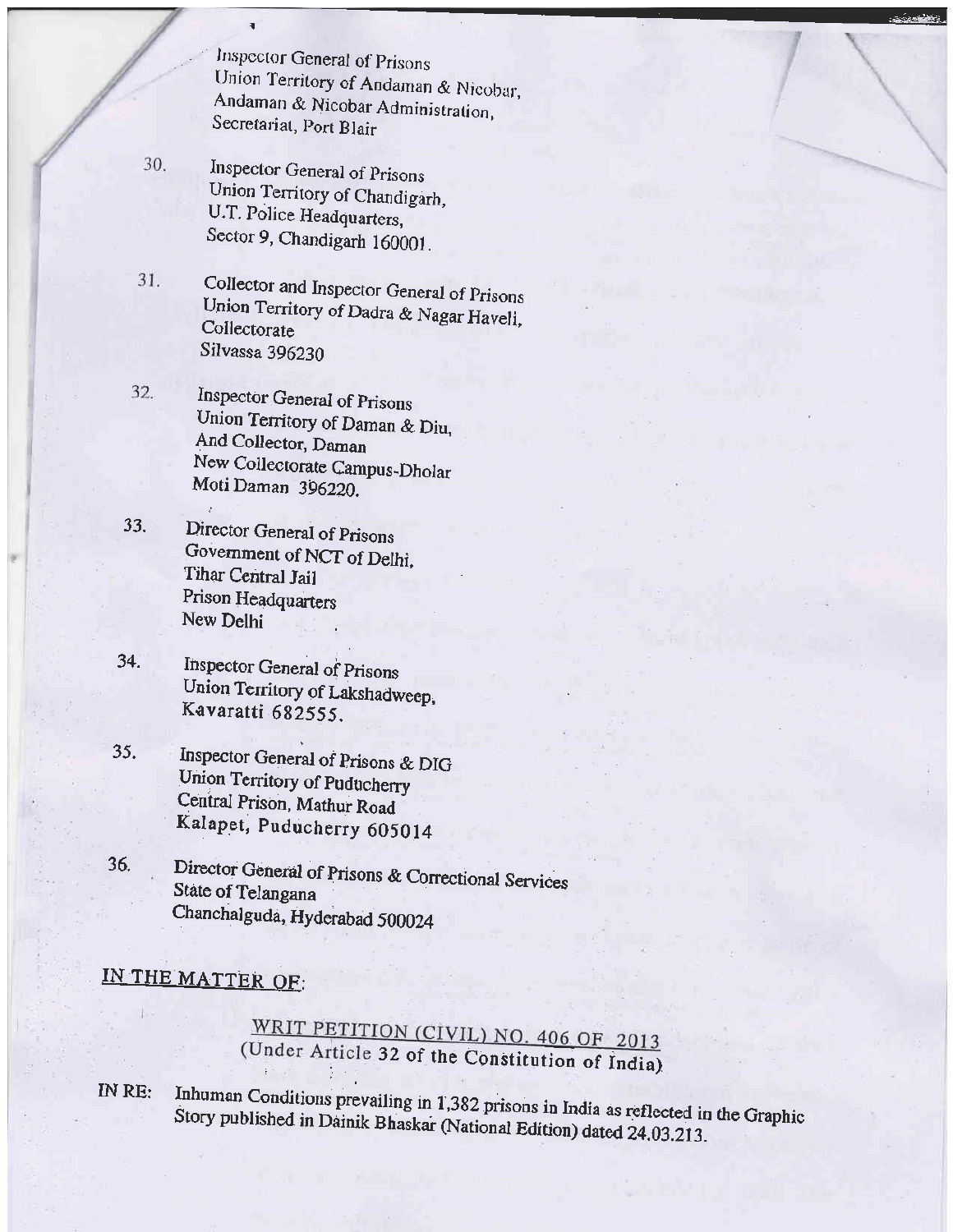Inspector General of Prisons
Union Territory of Andaman & Nicobar,
Andaman & Nicobar Administration,
Secretariat, Port Blair

30. Inspector General of Prisons
Union Territory of Chandigarh,
U.T. Police Headquarters,
Sector 9, Chandigarh 160001.

31. Collector and Inspector General of Prisons
Union Territory of Dadra & Nagar Haveli,
Collectorate
Silvassa 396230

32. Inspector General of Prisons
Union Territory of Daman & Diu,
And Collector, Daman
New Collectorate Campus-Dholar
Moti Daman 396220.

33. Director General of Prisons
Government of NCT of Delhi,
Tihar Central Jail
Prison Headquarters
New Delhi

34. Inspector General of Prisons
Union Territory of Lakshadweep,
Kavaratti 682555.

35. Inspector General of Prisons & DIG
Union Territory of Puducherry
Central Prison, Mathur Road
Kalapet, Puducherry 605014

36. Director General of Prisons & Correctional Services
State of Telangana
Chanchalguda, Hyderabad 500024

## IN THE MATTER OF:

**WRIT PETITION (CIVIL) NO. 406 OF 2013**
(Under Article 32 of the Constitution of India)

IN RE: Inhuman Conditions prevailing in 1,382 prisons in India as reflected in the Graphic Story published in Dainik Bhaskar (National Edition) dated 24.03.213.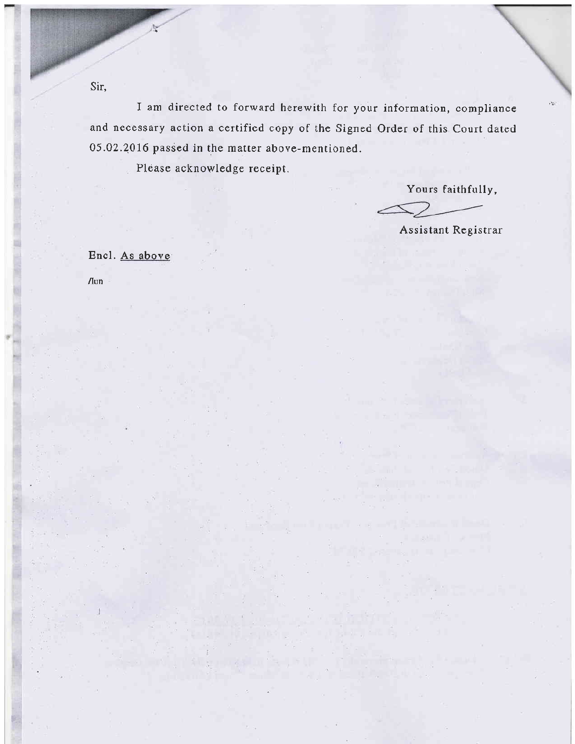Sir,

I am directed to forward herewith for your information, compliance and necessary action a certified copy of the Signed Order of this Court dated 05.02.2016 passed in the matter above-mentioned.

Please acknowledge receipt.

Yours faithfully,

Assistant Registrar

Encl. As above

/lun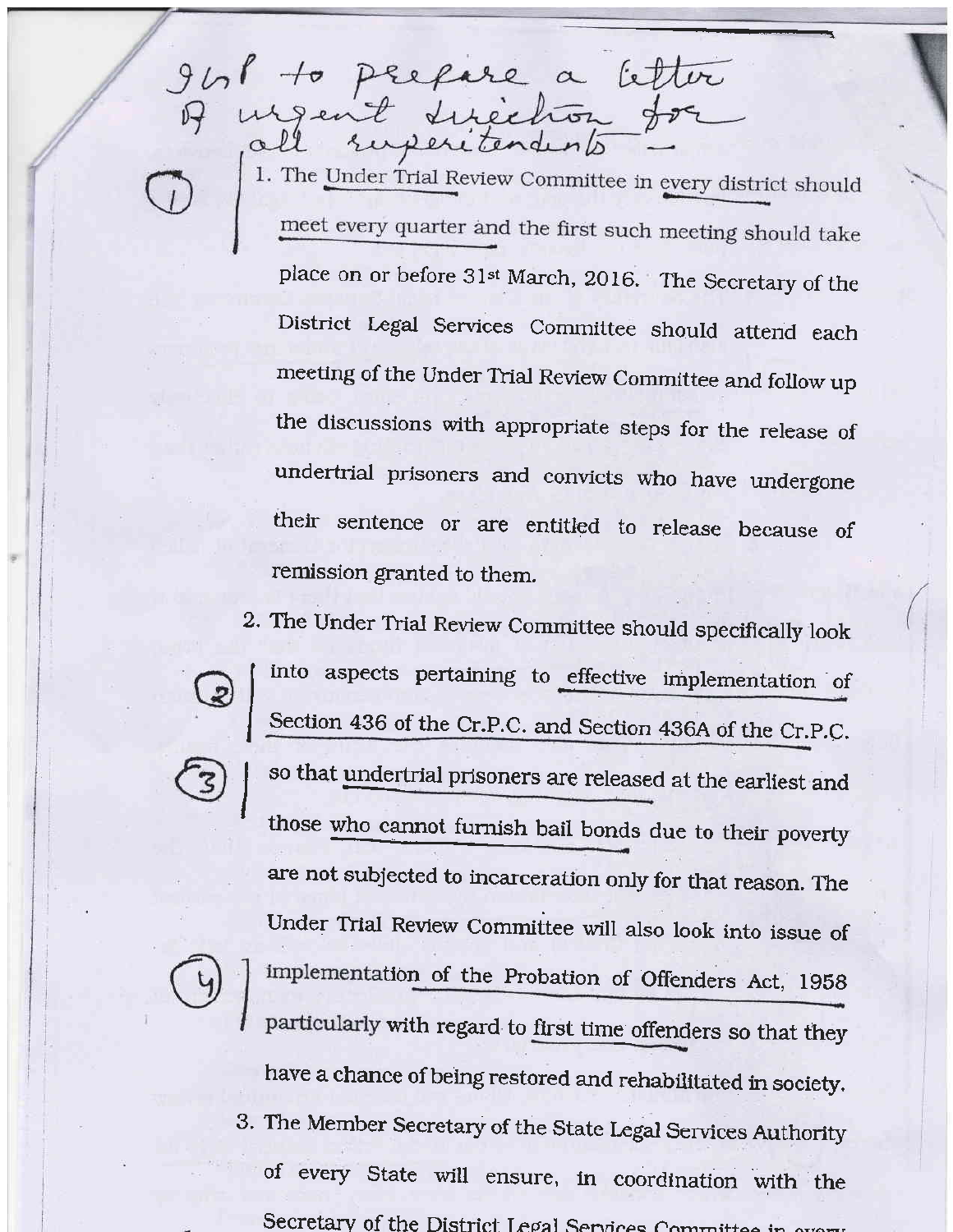IG(P) to prepare a letter of urgent direction for all superintendents —

1. The Under Trial Review Committee in every district should meet every quarter and the first such meeting should take place on or before 31st March, 2016. The Secretary of the District Legal Services Committee should attend each meeting of the Under Trial Review Committee and follow up the discussions with appropriate steps for the release of undertrial prisoners and convicts who have undergone their sentence or are entitled to release because of remission granted to them.

2. The Under Trial Review Committee should specifically look into aspects pertaining to effective implementation of Section 436 of the Cr.P.C. and Section 436A of the Cr.P.C. so that undertrial prisoners are released at the earliest and those who cannot furnish bail bonds due to their poverty are not subjected to incarceration only for that reason. The Under Trial Review Committee will also look into issue of implementation of the Probation of Offenders Act, 1958 particularly with regard to first time offenders so that they have a chance of being restored and rehabilitated in society.

3. The Member Secretary of the State Legal Services Authority of every State will ensure, in coordination with the Secretary of the District Legal Services Committee in every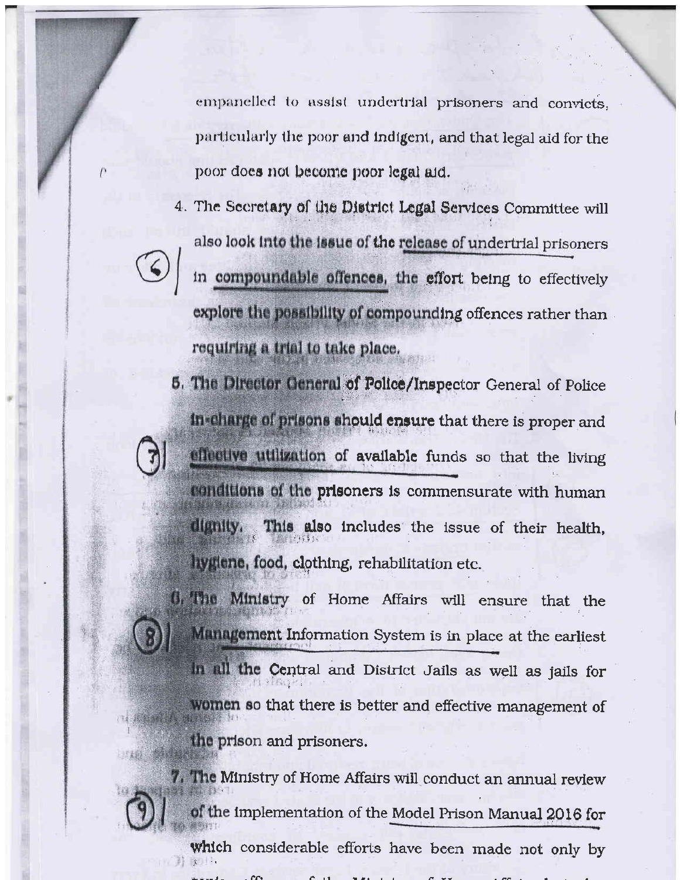empanelled to assist undertrial prisoners and convicts, particularly the poor and indigent, and that legal aid for the poor does not become poor legal aid.

4. The Secretary of the District Legal Services Committee will also look into the issue of the release of undertrial prisoners in compoundable offences, the effort being to effectively explore the possibility of compounding offences rather than requiring a trial to take place.

5. The Director General of Police/Inspector General of Police in-charge of prisons should ensure that there is proper and effective utilization of available funds so that the living conditions of the prisoners is commensurate with human dignity. This also includes the issue of their health, hygiene, food, clothing, rehabilitation etc.

6. The Ministry of Home Affairs will ensure that the Management Information System is in place at the earliest in all the Central and District Jails as well as jails for women so that there is better and effective management of the prison and prisoners.

7. The Ministry of Home Affairs will conduct an annual review of the implementation of the Model Prison Manual 2016 for which considerable efforts have been made not only by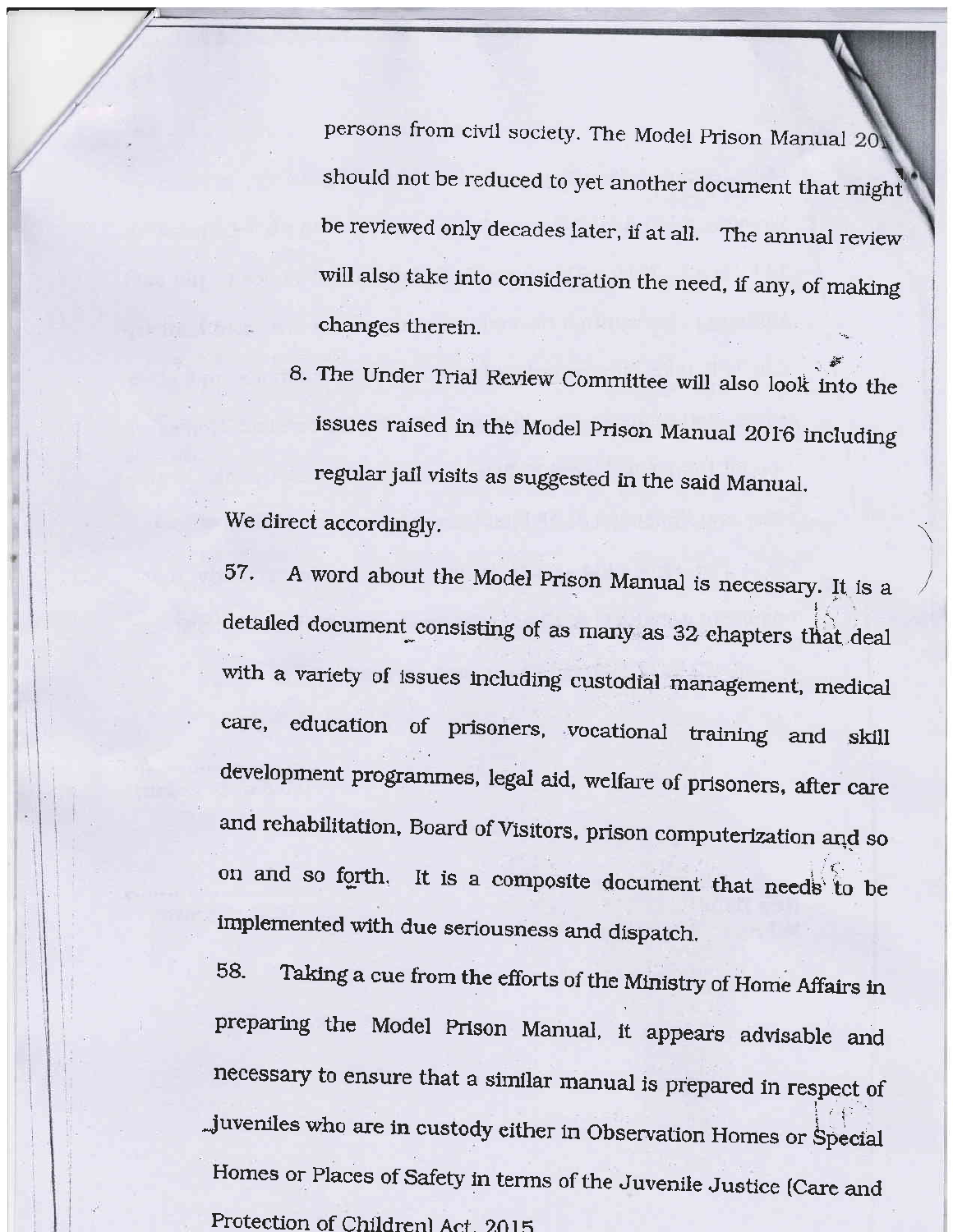persons from civil society. The Model Prison Manual 2016 should not be reduced to yet another document that might be reviewed only decades later, if at all. The annual review will also take into consideration the need, if any, of making changes therein.

8. The Under Trial Review Committee will also look into the issues raised in the Model Prison Manual 2016 including regular jail visits as suggested in the said Manual.

We direct accordingly.

57. A word about the Model Prison Manual is necessary. It is a detailed document consisting of as many as 32 chapters that deal with a variety of issues including custodial management, medical care, education of prisoners, vocational training and skill development programmes, legal aid, welfare of prisoners, after care and rehabilitation, Board of Visitors, prison computerization and so on and so forth. It is a composite document that needs to be implemented with due seriousness and dispatch.

58. Taking a cue from the efforts of the Ministry of Home Affairs in preparing the Model Prison Manual, it appears advisable and necessary to ensure that a similar manual is prepared in respect of juveniles who are in custody either in Observation Homes or Special Homes or Places of Safety in terms of the Juvenile Justice (Care and Protection of Children) Act, 2015.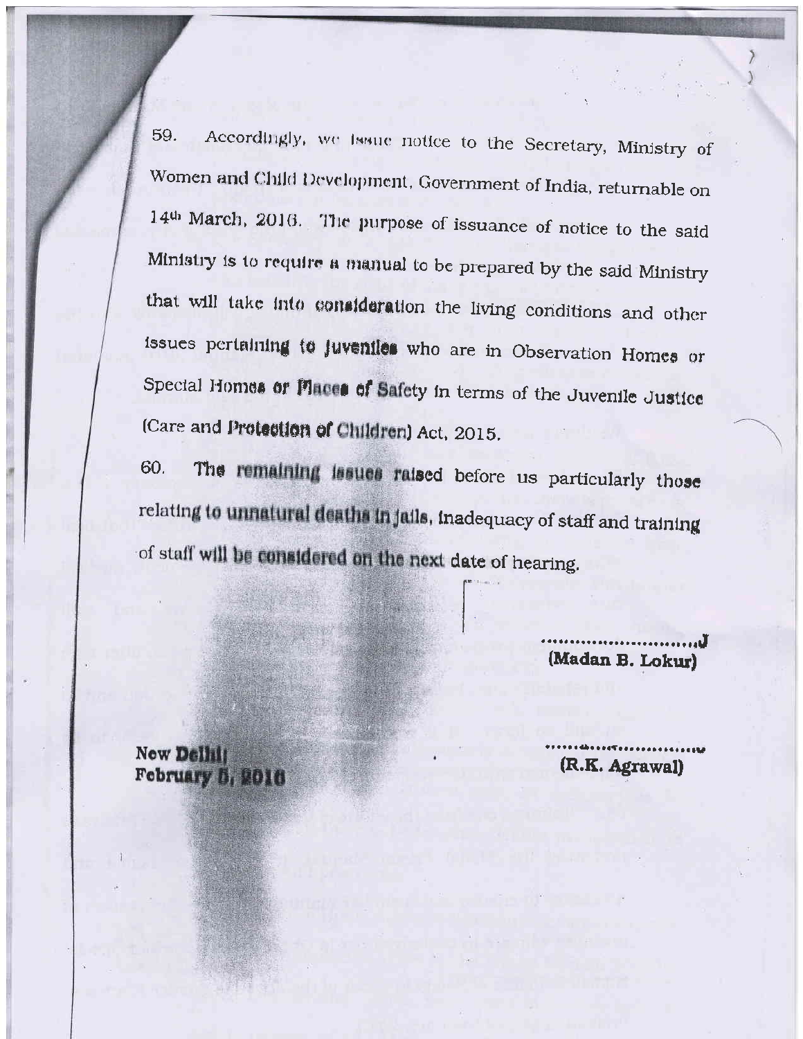59. Accordingly, we issue notice to the Secretary, Ministry of Women and Child Development, Government of India, returnable on 14th March, 2016. The purpose of issuance of notice to the said Ministry is to require a manual to be prepared by the said Ministry that will take into consideration the living conditions and other issues pertaining to juveniles who are in Observation Homes or Special Homes or Places of Safety in terms of the Juvenile Justice (Care and Protection of Children) Act, 2015.

60. The remaining issues raised before us particularly those relating to unnatural deaths in jails, inadequacy of staff and training of staff will be considered on the next date of hearing.

..............................J
**(Madan B. Lokur)**

..............................J
**(R.K. Agrawal)**

**New Delhi;**
**February 5, 2016**